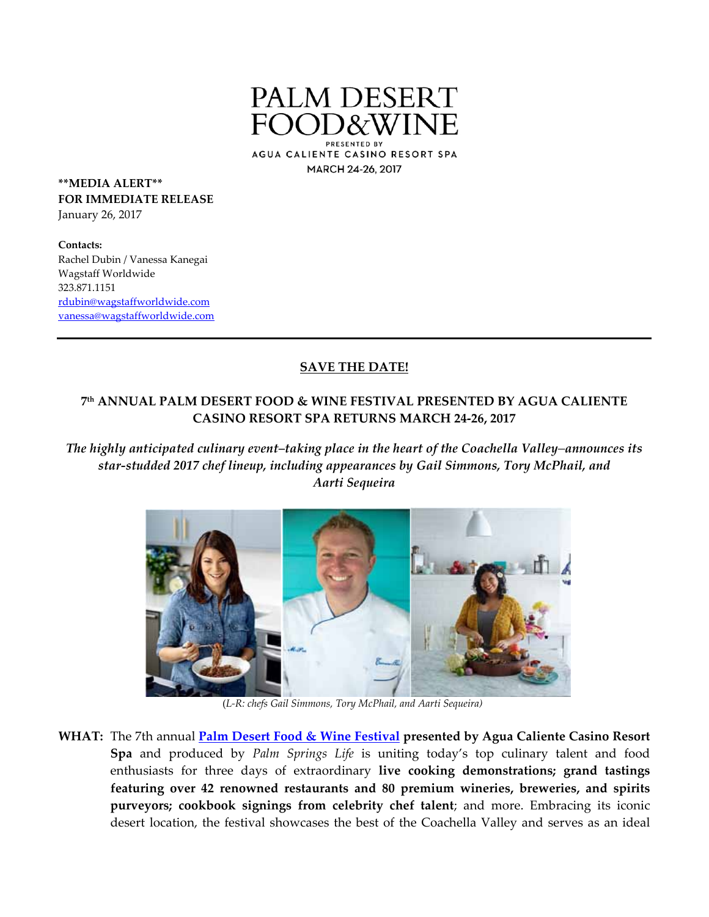PALM DESERT FOOD&WINE

PRESENTED BY
AGUA CALIENTE CASINO RESORT SPA
MARCH 24-26, 2017

**\*\*MEDIA ALERT\*\***
**FOR IMMEDIATE RELEASE**
January 26, 2017

**Contacts:**
Rachel Dubin / Vanessa Kanegai
Wagstaff Worldwide
323.871.1151
rdubin@wagstaffworldwide.com
vanessa@wagstaffworldwide.com

---

## SAVE THE DATE!

## 7th ANNUAL PALM DESERT FOOD & WINE FESTIVAL PRESENTED BY AGUA CALIENTE CASINO RESORT SPA RETURNS MARCH 24-26, 2017

*The highly anticipated culinary event–taking place in the heart of the Coachella Valley–announces its star-studded 2017 chef lineup, including appearances by Gail Simmons, Tory McPhail, and Aarti Sequeira*

(*L-R: chefs Gail Simmons, Tory McPhail, and Aarti Sequeira*)

**WHAT:** The 7th annual **Palm Desert Food & Wine Festival presented by Agua Caliente Casino Resort Spa** and produced by *Palm Springs Life* is uniting today's top culinary talent and food enthusiasts for three days of extraordinary **live cooking demonstrations; grand tastings featuring over 42 renowned restaurants and 80 premium wineries, breweries, and spirits purveyors; cookbook signings from celebrity chef talent**; and more. Embracing its iconic desert location, the festival showcases the best of the Coachella Valley and serves as an ideal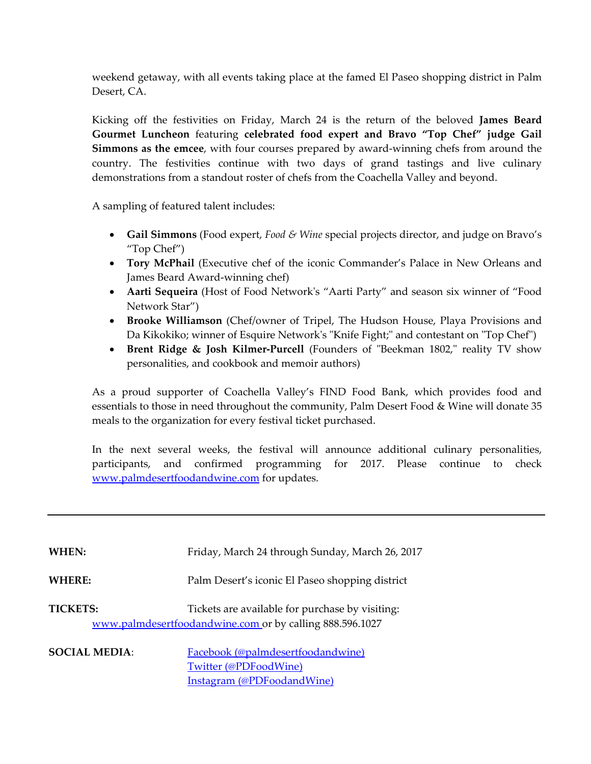weekend getaway, with all events taking place at the famed El Paseo shopping district in Palm Desert, CA.

Kicking off the festivities on Friday, March 24 is the return of the beloved **James Beard Gourmet Luncheon** featuring **celebrated food expert and Bravo "Top Chef" judge Gail Simmons as the emcee**, with four courses prepared by award-winning chefs from around the country. The festivities continue with two days of grand tastings and live culinary demonstrations from a standout roster of chefs from the Coachella Valley and beyond.

A sampling of featured talent includes:

- **Gail Simmons** (Food expert, *Food & Wine* special projects director, and judge on Bravo's "Top Chef")
- **Tory McPhail** (Executive chef of the iconic Commander's Palace in New Orleans and James Beard Award-winning chef)
- **Aarti Sequeira** (Host of Food Network's "Aarti Party" and season six winner of "Food Network Star")
- **Brooke Williamson** (Chef/owner of Tripel, The Hudson House, Playa Provisions and Da Kikokiko; winner of Esquire Network's "Knife Fight;" and contestant on "Top Chef")
- **Brent Ridge & Josh Kilmer-Purcell** (Founders of "Beekman 1802," reality TV show personalities, and cookbook and memoir authors)

As a proud supporter of Coachella Valley's FIND Food Bank, which provides food and essentials to those in need throughout the community, Palm Desert Food & Wine will donate 35 meals to the organization for every festival ticket purchased.

In the next several weeks, the festival will announce additional culinary personalities, participants, and confirmed programming for 2017. Please continue to check www.palmdesertfoodandwine.com for updates.

---

**WHEN:** Friday, March 24 through Sunday, March 26, 2017

**WHERE:** Palm Desert's iconic El Paseo shopping district

**TICKETS:** Tickets are available for purchase by visiting: www.palmdesertfoodandwine.com or by calling 888.596.1027

**SOCIAL MEDIA**: Facebook (@palmdesertfoodandwine)
Twitter (@PDFoodWine)
Instagram (@PDFoodandWine)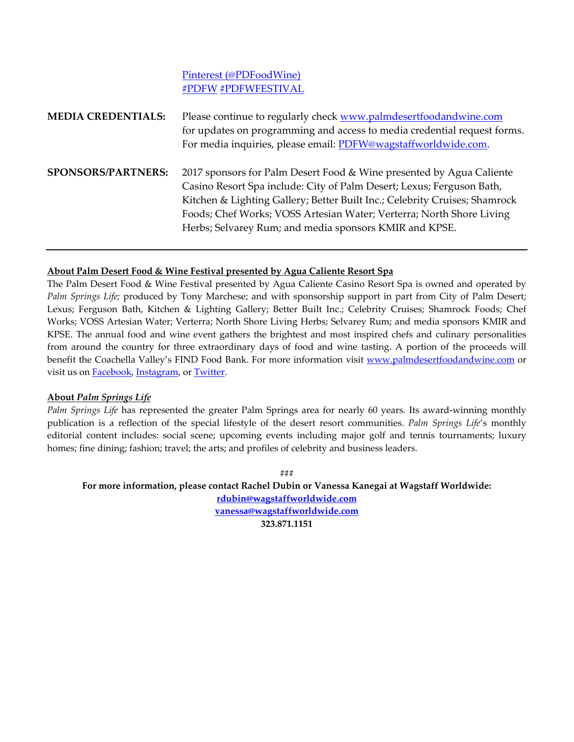[Pinterest (@PDFoodWine)](#)
[#PDFW](#) [#PDFWFESTIVAL](#)

**MEDIA CREDENTIALS:** Please continue to regularly check [www.palmdesertfoodandwine.com](http://www.palmdesertfoodandwine.com) for updates on programming and access to media credential request forms. For media inquiries, please email: [PDFW@wagstaffworldwide.com](mailto:PDFW@wagstaffworldwide.com).

**SPONSORS/PARTNERS:** 2017 sponsors for Palm Desert Food & Wine presented by Agua Caliente Casino Resort Spa include: City of Palm Desert; Lexus; Ferguson Bath, Kitchen & Lighting Gallery; Better Built Inc.; Celebrity Cruises; Shamrock Foods; Chef Works; VOSS Artesian Water; Verterra; North Shore Living Herbs; Selvarey Rum; and media sponsors KMIR and KPSE.

---

**About Palm Desert Food & Wine Festival presented by Agua Caliente Resort Spa**

The Palm Desert Food & Wine Festival presented by Agua Caliente Casino Resort Spa is owned and operated by *Palm Springs Life;* produced by Tony Marchese; and with sponsorship support in part from City of Palm Desert; Lexus; Ferguson Bath, Kitchen & Lighting Gallery; Better Built Inc.; Celebrity Cruises; Shamrock Foods; Chef Works; VOSS Artesian Water; Verterra; North Shore Living Herbs; Selvarey Rum; and media sponsors KMIR and KPSE. The annual food and wine event gathers the brightest and most inspired chefs and culinary personalities from around the country for three extraordinary days of food and wine tasting. A portion of the proceeds will benefit the Coachella Valley's FIND Food Bank. For more information visit [www.palmdesertfoodandwine.com](http://www.palmdesertfoodandwine.com) or visit us on [Facebook](#), [Instagram](#), or [Twitter](#).

**About *Palm Springs Life***

*Palm Springs Life* has represented the greater Palm Springs area for nearly 60 years. Its award-winning monthly publication is a reflection of the special lifestyle of the desert resort communities. *Palm Springs Life*'s monthly editorial content includes: social scene; upcoming events including major golf and tennis tournaments; luxury homes; fine dining; fashion; travel; the arts; and profiles of celebrity and business leaders.

###

**For more information, please contact Rachel Dubin or Vanessa Kanegai at Wagstaff Worldwide:**

**[rdubin@wagstaffworldwide.com](mailto:rdubin@wagstaffworldwide.com)**

**[vanessa@wagstaffworldwide.com](mailto:vanessa@wagstaffworldwide.com)**

**323.871.1151**